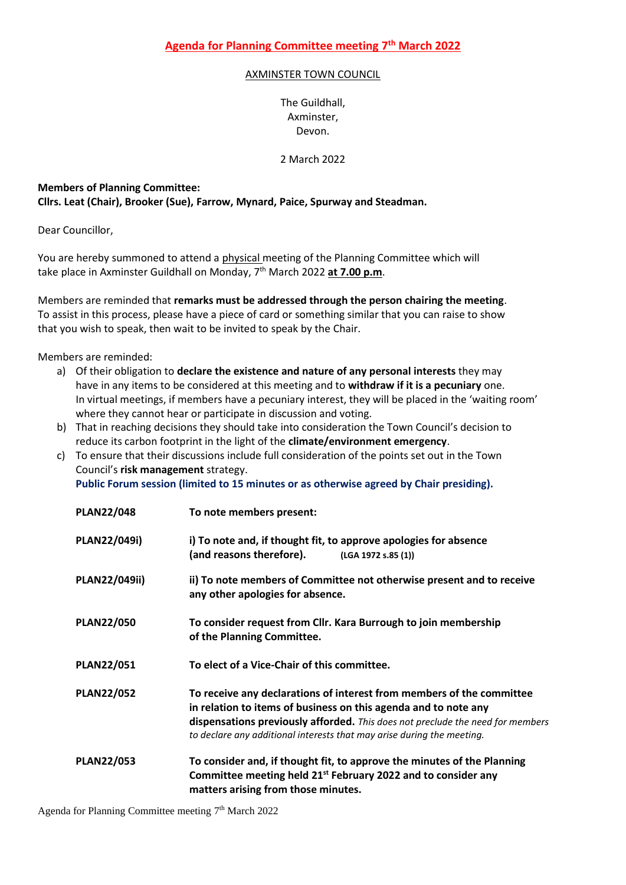# Agenda for Planning Committee meeting 7th March 2022

AXMINSTER TOWN COUNCIL

The Guildhall,
Axminster,
Devon.

2 March 2022

**Members of Planning Committee:**
**Cllrs. Leat (Chair), Brooker (Sue), Farrow, Mynard, Paice, Spurway and Steadman.**

Dear Councillor,

You are hereby summoned to attend a physical meeting of the Planning Committee which will take place in Axminster Guildhall on Monday, 7th March 2022 **at 7.00 p.m**.

Members are reminded that **remarks must be addressed through the person chairing the meeting**. To assist in this process, please have a piece of card or something similar that you can raise to show that you wish to speak, then wait to be invited to speak by the Chair.

Members are reminded:

a) Of their obligation to **declare the existence and nature of any personal interests** they may have in any items to be considered at this meeting and to **withdraw if it is a pecuniary** one. In virtual meetings, if members have a pecuniary interest, they will be placed in the 'waiting room' where they cannot hear or participate in discussion and voting.
b) That in reaching decisions they should take into consideration the Town Council's decision to reduce its carbon footprint in the light of the **climate/environment emergency**.
c) To ensure that their discussions include full consideration of the points set out in the Town Council's **risk management** strategy.

**Public Forum session (limited to 15 minutes or as otherwise agreed by Chair presiding).**

| | |
|---|---|
| **PLAN22/048** | **To note members present:** |
| **PLAN22/049i)** | **i) To note and, if thought fit, to approve apologies for absence (and reasons therefore).** (LGA 1972 s.85 (1)) |
| **PLAN22/049ii)** | **ii) To note members of Committee not otherwise present and to receive any other apologies for absence.** |
| **PLAN22/050** | **To consider request from Cllr. Kara Burrough to join membership of the Planning Committee.** |
| **PLAN22/051** | **To elect of a Vice-Chair of this committee.** |
| **PLAN22/052** | **To receive any declarations of interest from members of the committee in relation to items of business on this agenda and to note any dispensations previously afforded.** *This does not preclude the need for members to declare any additional interests that may arise during the meeting.* |
| **PLAN22/053** | **To consider and, if thought fit, to approve the minutes of the Planning Committee meeting held 21st February 2022 and to consider any matters arising from those minutes.** |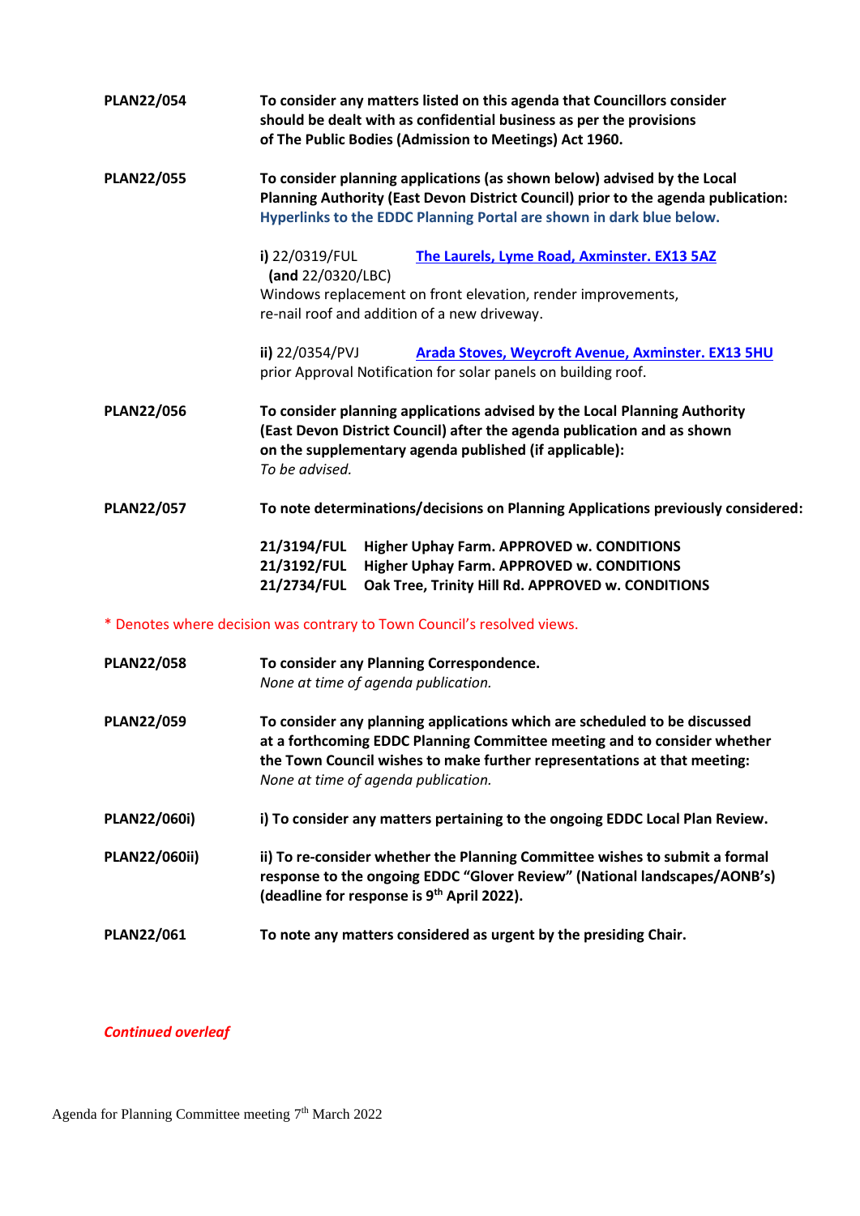**PLAN22/054** **To consider any matters listed on this agenda that Councillors consider should be dealt with as confidential business as per the provisions of The Public Bodies (Admission to Meetings) Act 1960.**

**PLAN22/055** **To consider planning applications (as shown below) advised by the Local Planning Authority (East Devon District Council) prior to the agenda publication:** **Hyperlinks to the EDDC Planning Portal are shown in dark blue below.**

**i)** 22/0319/FUL **(and** 22/0320/LBC) — The Laurels, Lyme Road, Axminster. EX13 5AZ
Windows replacement on front elevation, render improvements, re-nail roof and addition of a new driveway.

**ii)** 22/0354/PVJ — Arada Stoves, Weycroft Avenue, Axminster. EX13 5HU
prior Approval Notification for solar panels on building roof.

**PLAN22/056** **To consider planning applications advised by the Local Planning Authority (East Devon District Council) after the agenda publication and as shown on the supplementary agenda published (if applicable):**
*To be advised.*

**PLAN22/057** **To note determinations/decisions on Planning Applications previously considered:**

**21/3194/FUL** **Higher Uphay Farm. APPROVED w. CONDITIONS**
**21/3192/FUL** **Higher Uphay Farm. APPROVED w. CONDITIONS**
**21/2734/FUL** **Oak Tree, Trinity Hill Rd. APPROVED w. CONDITIONS**

* Denotes where decision was contrary to Town Council's resolved views.

**PLAN22/058** **To consider any Planning Correspondence.**
*None at time of agenda publication.*

**PLAN22/059** **To consider any planning applications which are scheduled to be discussed at a forthcoming EDDC Planning Committee meeting and to consider whether the Town Council wishes to make further representations at that meeting:**
*None at time of agenda publication.*

**PLAN22/060i)** **i) To consider any matters pertaining to the ongoing EDDC Local Plan Review.**

**PLAN22/060ii)** **ii) To re-consider whether the Planning Committee wishes to submit a formal response to the ongoing EDDC "Glover Review" (National landscapes/AONB's) (deadline for response is 9th April 2022).**

**PLAN22/061** **To note any matters considered as urgent by the presiding Chair.**

***Continued overleaf***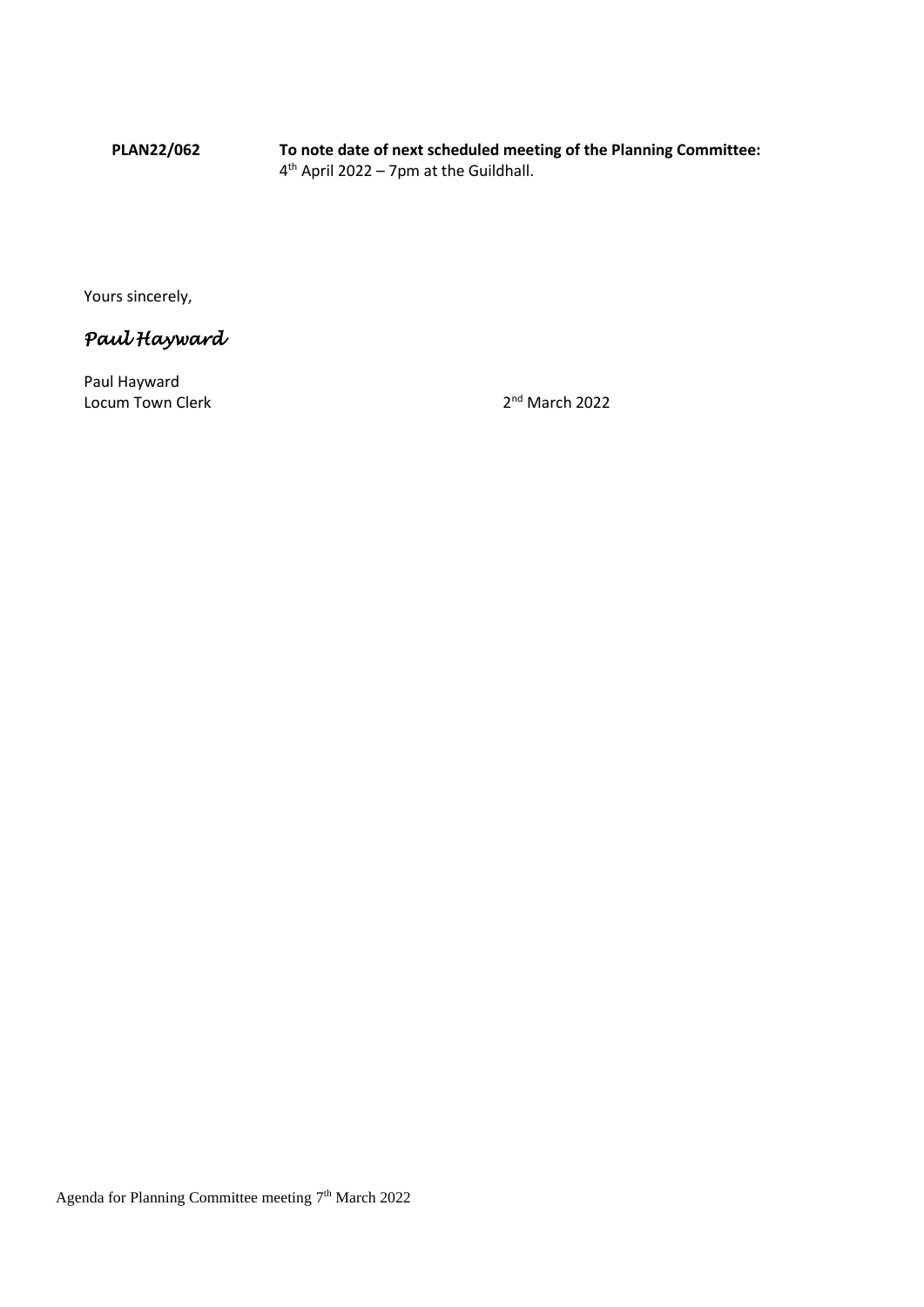**PLAN22/062** **To note date of next scheduled meeting of the Planning Committee:**
4th April 2022 – 7pm at the Guildhall.

Yours sincerely,

*Paul Hayward*

Paul Hayward
Locum Town Clerk 2nd March 2022